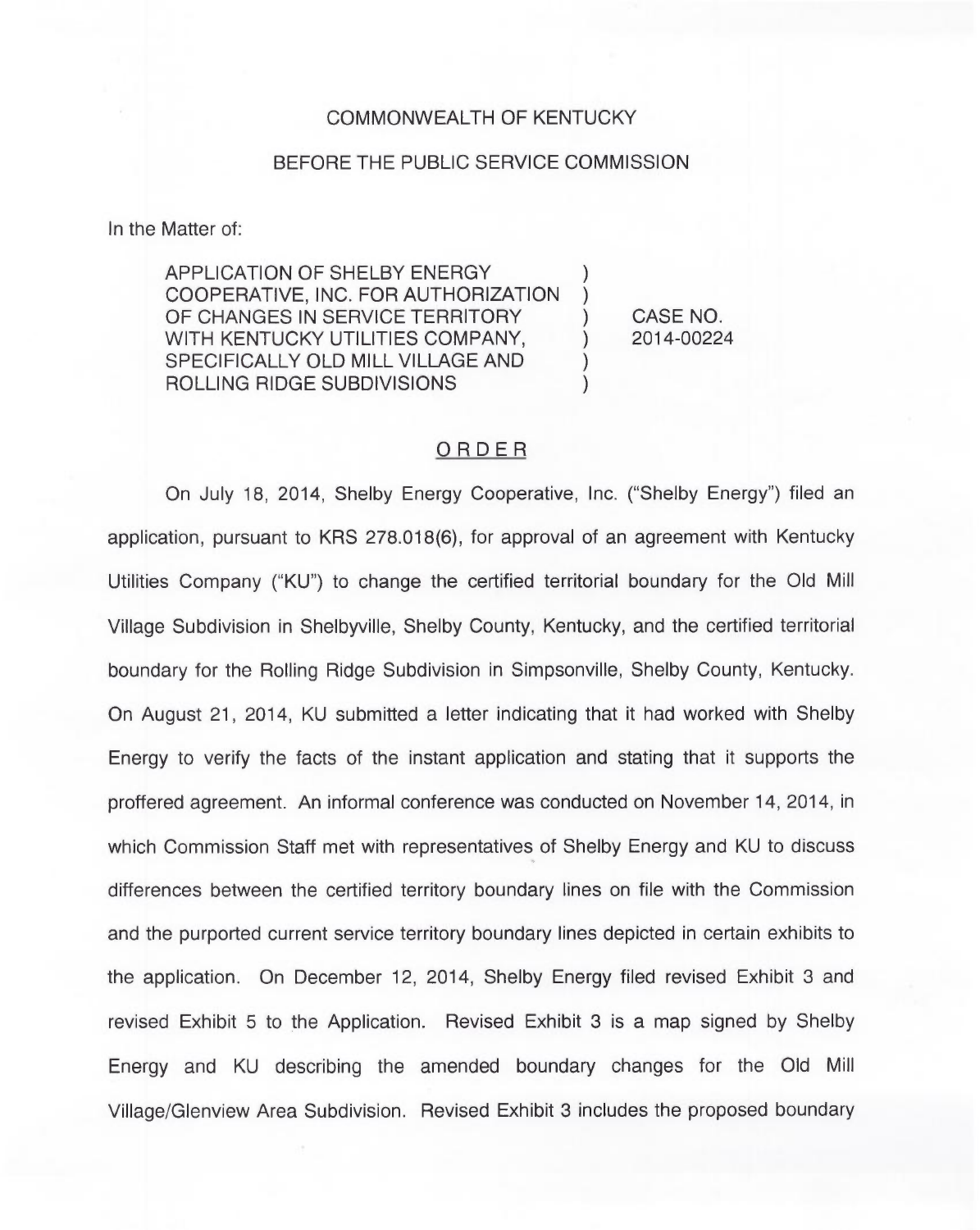COMMONWEALTH OF KENTUCKY

BEFORE THE PUBLIC SERVICE COMMISSION

In the Matter of:

| | | |
|---|---|---|
| APPLICATION OF SHELBY ENERGY COOPERATIVE, INC. FOR AUTHORIZATION OF CHANGES IN SERVICE TERRITORY WITH KENTUCKY UTILITIES COMPANY, SPECIFICALLY OLD MILL VILLAGE AND ROLLING RIDGE SUBDIVISIONS | ) | CASE NO. 2014-00224 |

## ORDER

On July 18, 2014, Shelby Energy Cooperative, Inc. ("Shelby Energy") filed an application, pursuant to KRS 278.018(6), for approval of an agreement with Kentucky Utilities Company ("KU") to change the certified territorial boundary for the Old Mill Village Subdivision in Shelbyville, Shelby County, Kentucky, and the certified territorial boundary for the Rolling Ridge Subdivision in Simpsonville, Shelby County, Kentucky. On August 21, 2014, KU submitted a letter indicating that it had worked with Shelby Energy to verify the facts of the instant application and stating that it supports the proffered agreement. An informal conference was conducted on November 14, 2014, in which Commission Staff met with representatives of Shelby Energy and KU to discuss differences between the certified territory boundary lines on file with the Commission and the purported current service territory boundary lines depicted in certain exhibits to the application. On December 12, 2014, Shelby Energy filed revised Exhibit 3 and revised Exhibit 5 to the Application. Revised Exhibit 3 is a map signed by Shelby Energy and KU describing the amended boundary changes for the Old Mill Village/Glenview Area Subdivision. Revised Exhibit 3 includes the proposed boundary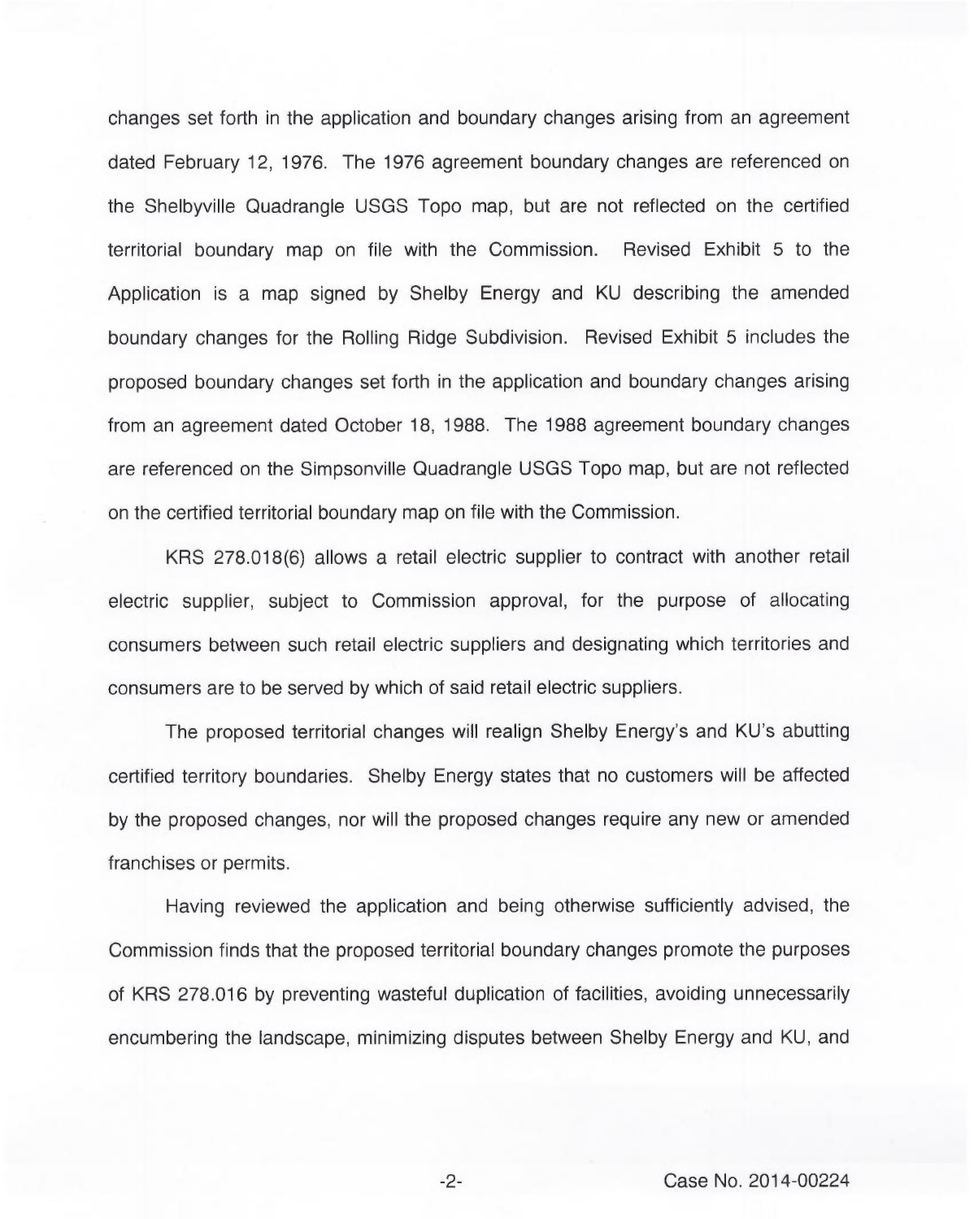changes set forth in the application and boundary changes arising from an agreement dated February 12, 1976. The 1976 agreement boundary changes are referenced on the Shelbyville Quadrangle USGS Topo map, but are not reflected on the certified territorial boundary map on file with the Commission. Revised Exhibit 5 to the Application is a map signed by Shelby Energy and KU describing the amended boundary changes for the Rolling Ridge Subdivision. Revised Exhibit 5 includes the proposed boundary changes set forth in the application and boundary changes arising from an agreement dated October 18, 1988. The 1988 agreement boundary changes are referenced on the Simpsonville Quadrangle USGS Topo map, but are not reflected on the certified territorial boundary map on file with the Commission.

KRS 278.018(6) allows a retail electric supplier to contract with another retail electric supplier, subject to Commission approval, for the purpose of allocating consumers between such retail electric suppliers and designating which territories and consumers are to be served by which of said retail electric suppliers.

The proposed territorial changes will realign Shelby Energy's and KU's abutting certified territory boundaries. Shelby Energy states that no customers will be affected by the proposed changes, nor will the proposed changes require any new or amended franchises or permits.

Having reviewed the application and being otherwise sufficiently advised, the Commission finds that the proposed territorial boundary changes promote the purposes of KRS 278.016 by preventing wasteful duplication of facilities, avoiding unnecessarily encumbering the landscape, minimizing disputes between Shelby Energy and KU, and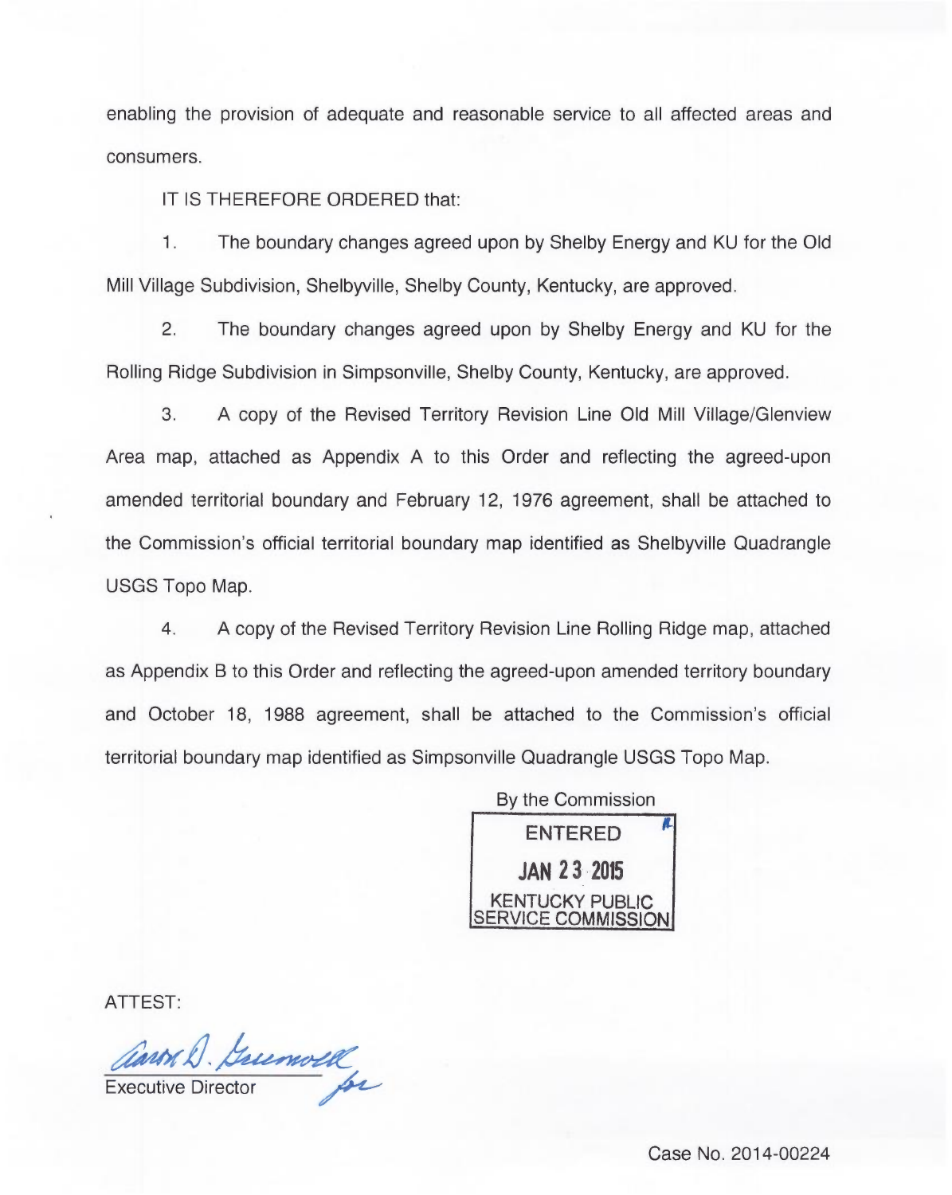enabling the provision of adequate and reasonable service to all affected areas and consumers.

IT IS THEREFORE ORDERED that:

1. The boundary changes agreed upon by Shelby Energy and KU for the Old Mill Village Subdivision, Shelbyville, Shelby County, Kentucky, are approved.

2. The boundary changes agreed upon by Shelby Energy and KU for the Rolling Ridge Subdivision in Simpsonville, Shelby County, Kentucky, are approved.

3. A copy of the Revised Territory Revision Line Old Mill Village/Glenview Area map, attached as Appendix A to this Order and reflecting the agreed-upon amended territorial boundary and February 12, 1976 agreement, shall be attached to the Commission's official territorial boundary map identified as Shelbyville Quadrangle USGS Topo Map.

4. A copy of the Revised Territory Revision Line Rolling Ridge map, attached as Appendix B to this Order and reflecting the agreed-upon amended territory boundary and October 18, 1988 agreement, shall be attached to the Commission's official territorial boundary map identified as Simpsonville Quadrangle USGS Topo Map.

By the Commission

ENTERED
JAN 23 2015
KENTUCKY PUBLIC SERVICE COMMISSION

ATTEST:

Executive Director

Case No. 2014-00224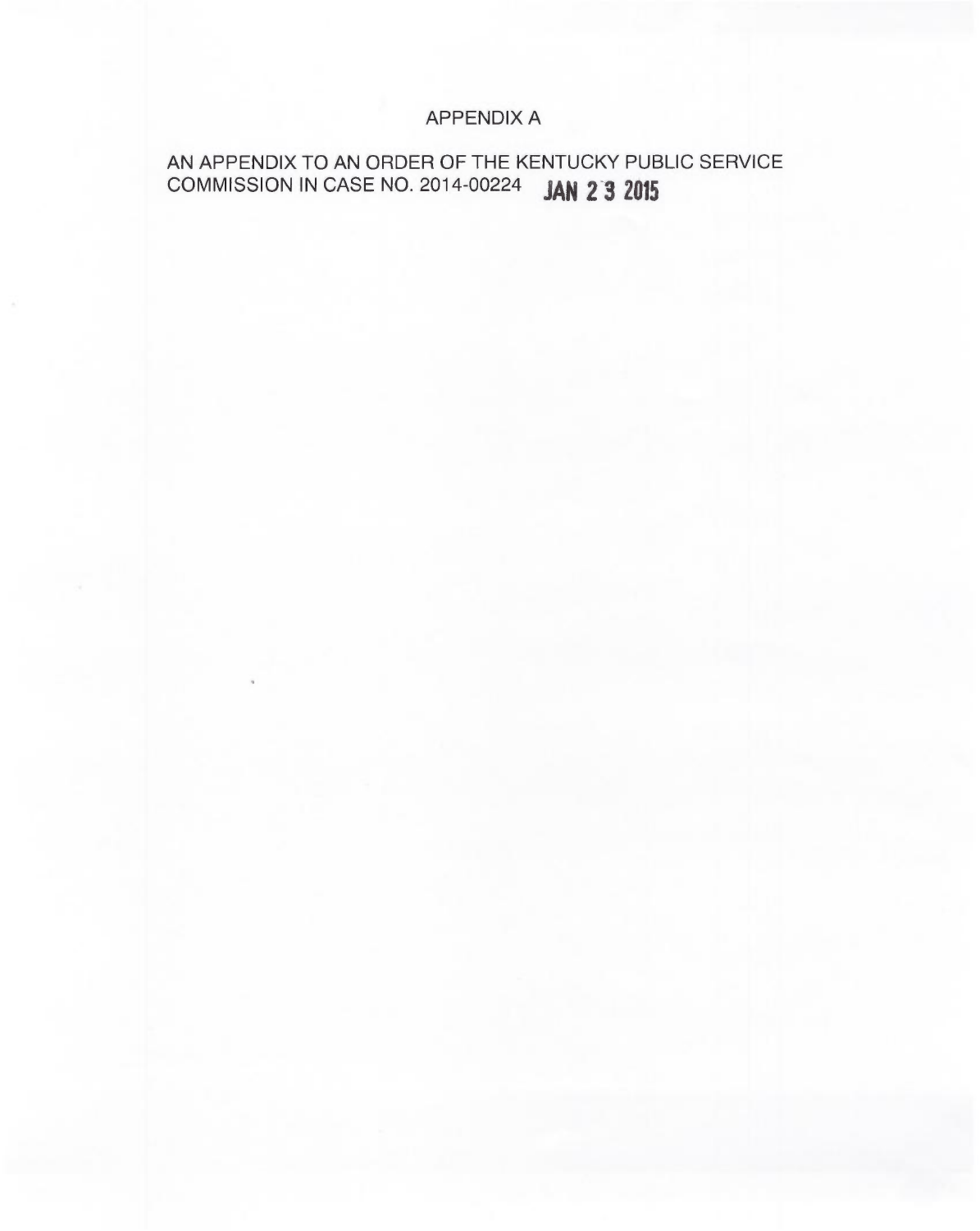# APPENDIX A

AN APPENDIX TO AN ORDER OF THE KENTUCKY PUBLIC SERVICE COMMISSION IN CASE NO. 2014-00224 **JAN 23 2015**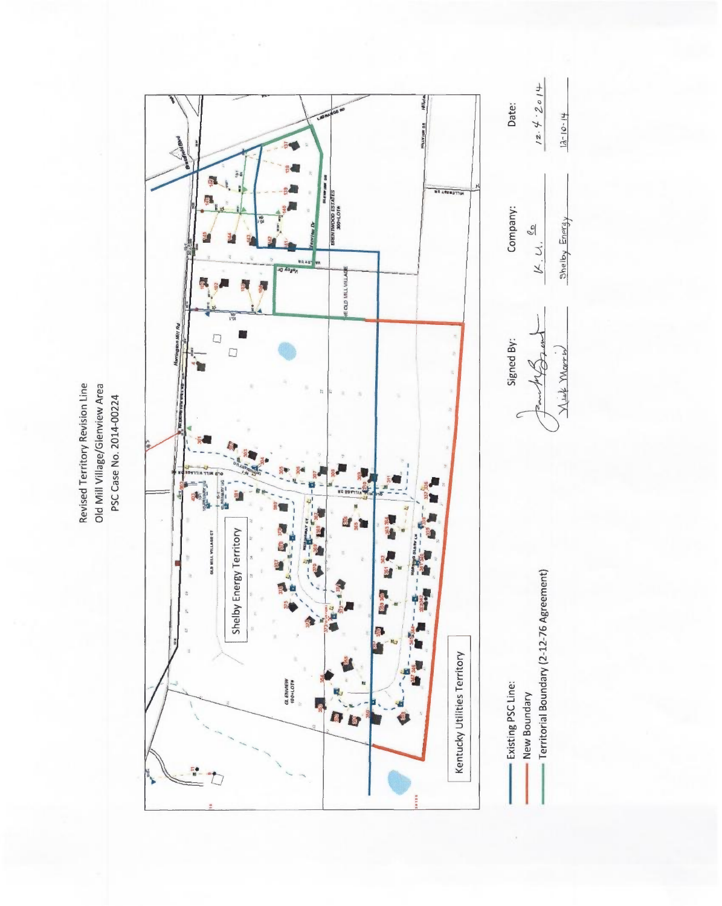# Revised Territory Revision Line
## Old Mill Village/Glenview Area
## PSC Case No. 2014-00224

Shelby Energy Territory

Kentucky Utilities Territory

- Existing PSC Line:
- New Boundary
- Territorial Boundary (2-12-76 Agreement)

| Signed By: | Company: | Date: |
| --- | --- | --- |
| (signature) | K.U. Co | 12.4.2014 |
| Nick Morris | Shelby Energy | 12-10-14 |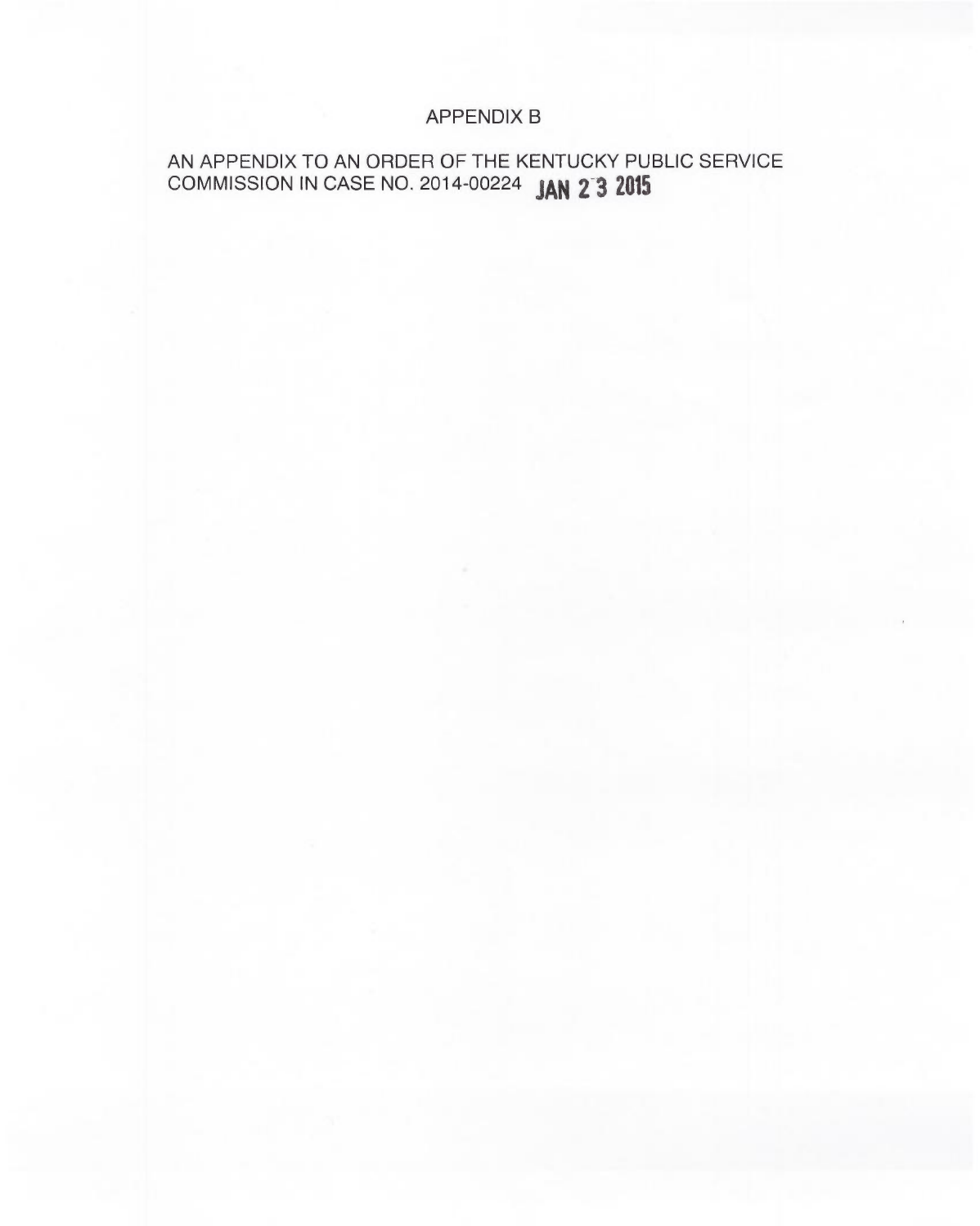# APPENDIX B

AN APPENDIX TO AN ORDER OF THE KENTUCKY PUBLIC SERVICE COMMISSION IN CASE NO. 2014-00224 **JAN 23 2015**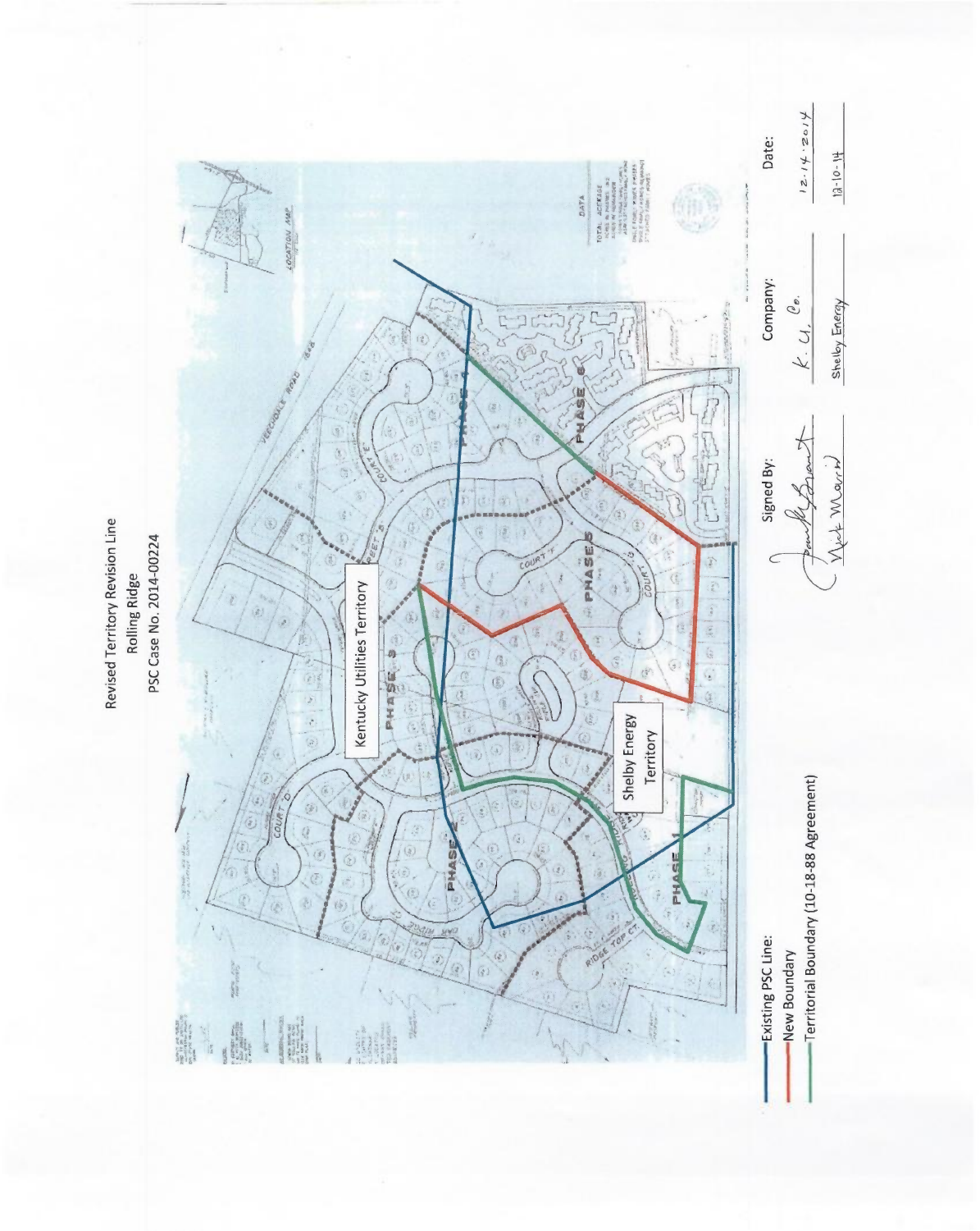# Revised Territory Revision Line

## Rolling Ridge

## PSC Case No. 2014-00224

Kentucky Utilities Territory

Shelby Energy Territory

PHASE 1

PHASE 2

PHASE 3

PHASE 4

PHASE 5

PHASE 6

COURT D

COURT E

COURT F

COURT G

RIDGE TOP CT.

VERSAILLES ROAD

LOCATION MAP

DATA

- Existing PSC Line:
- New Boundary
- Territorial Boundary (10-18-88 Agreement)

| Signed By: | Company: | Date: |
|---|---|---|
| [signature] | K. U. Co. | 12-14-2014 |
| Nick Morris | Shelby Energy | 12-10-14 |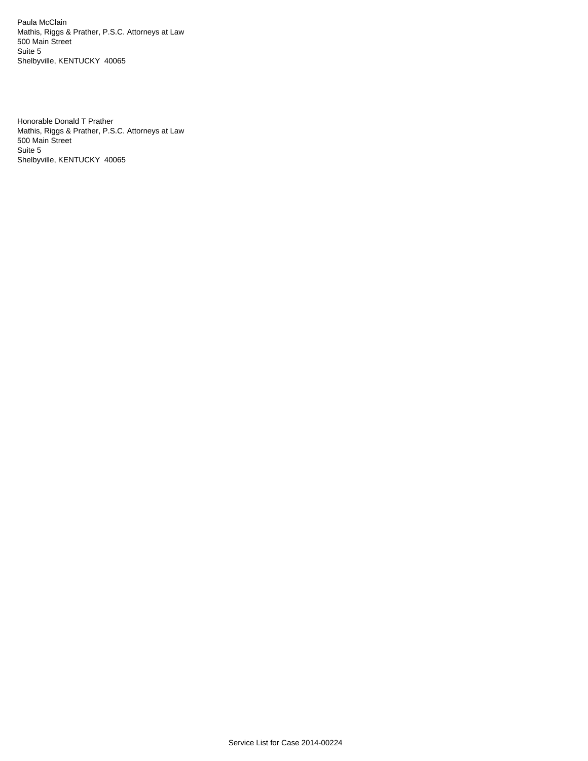Paula McClain
Mathis, Riggs & Prather, P.S.C. Attorneys at Law
500 Main Street
Suite 5
Shelbyville, KENTUCKY  40065

Honorable Donald T Prather
Mathis, Riggs & Prather, P.S.C. Attorneys at Law
500 Main Street
Suite 5
Shelbyville, KENTUCKY  40065

Service List for Case 2014-00224